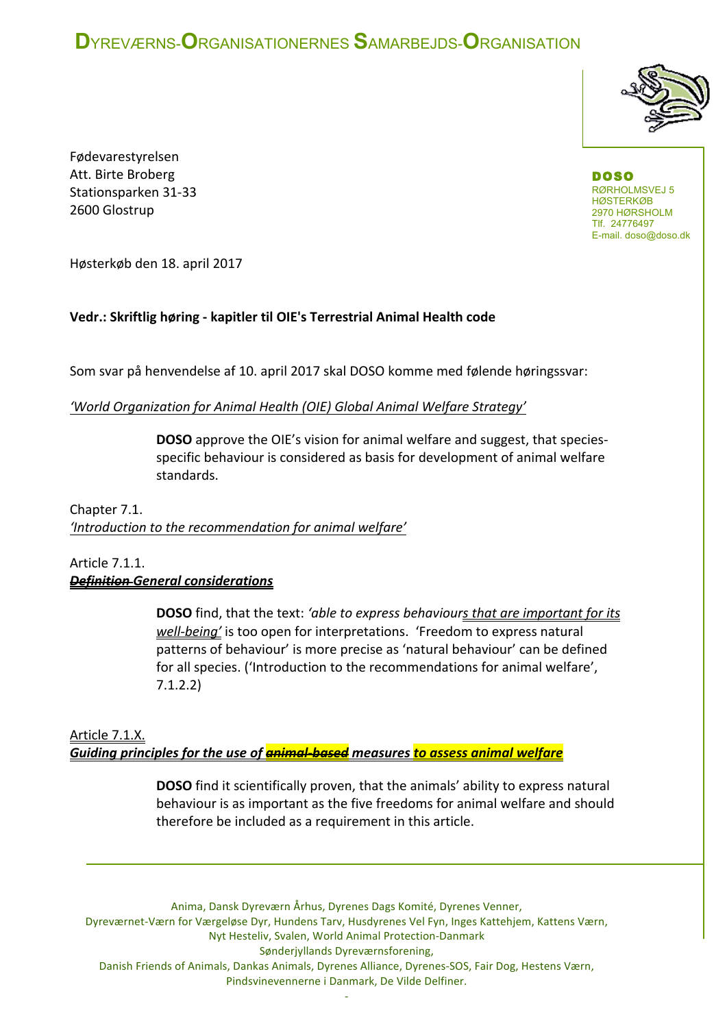# DYREVÆRNS-ORGANISATIONERNES SAMARBEJDS-ORGANISATION

**DOSO**
RØRHOLMSVEJ 5
HØSTERKØB
2970 HØRSHOLM
Tlf. 24776497
E-mail. doso@doso.dk

Fødevarestyrelsen
Att. Birte Broberg
Stationsparken 31-33
2600 Glostrup

Høsterkøb den 18. april 2017

**Vedr.: Skriftlig høring - kapitler til OIE's Terrestrial Animal Health code**

Som svar på henvendelse af 10. april 2017 skal DOSO komme med følende høringssvar:

*'World Organization for Animal Health (OIE) Global Animal Welfare Strategy'*

> **DOSO** approve the OIE's vision for animal welfare and suggest, that species-specific behaviour is considered as basis for development of animal welfare standards.

Chapter 7.1.
*'Introduction to the recommendation for animal welfare'*

Article 7.1.1.
***~~Definition~~ General considerations***

> **DOSO** find, that the text: *'able to express behaviours that are important for its well-being'* is too open for interpretations. 'Freedom to express natural patterns of behaviour' is more precise as 'natural behaviour' can be defined for all species. ('Introduction to the recommendations for animal welfare', 7.1.2.2)

Article 7.1.X.
***Guiding principles for the use of ~~animal-based~~ measures to assess animal welfare***

> **DOSO** find it scientifically proven, that the animals' ability to express natural behaviour is as important as the five freedoms for animal welfare and should therefore be included as a requirement in this article.

Anima, Dansk Dyreværn Århus, Dyrenes Dags Komité, Dyrenes Venner,
Dyreværnet-Værn for Værgeløse Dyr, Hundens Tarv, Husdyrenes Vel Fyn, Inges Kattehjem, Kattens Værn,
Nyt Hesteliv, Svalen, World Animal Protection-Danmark
Sønderjyllands Dyreværnsforening,
Danish Friends of Animals, Dankas Animals, Dyrenes Alliance, Dyrenes-SOS, Fair Dog, Hestens Værn,
Pindsvinevennerne i Danmark, De Vilde Delfiner.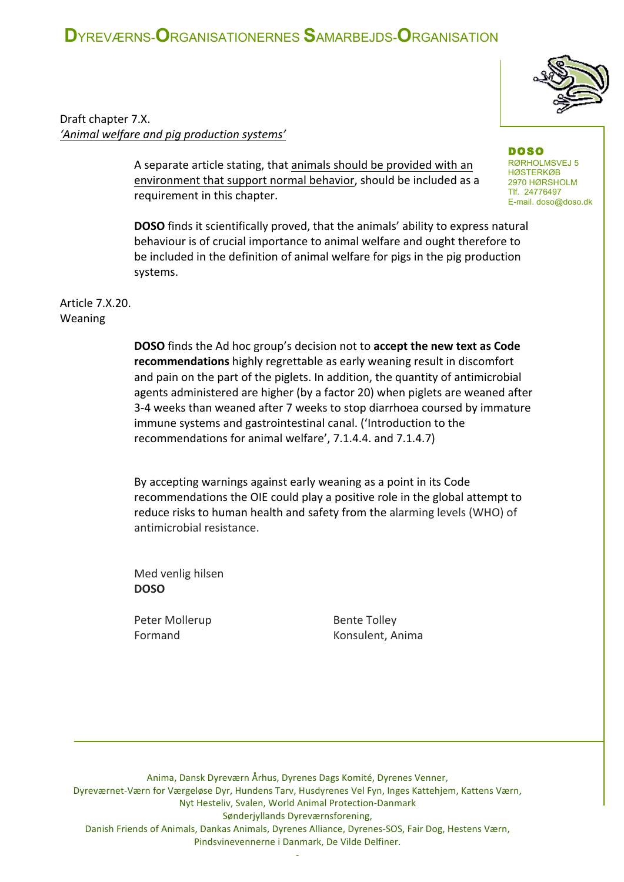# DYREVÆRNS-ORGANISATIONERNES SAMARBEJDS-ORGANISATION

**DOSO**
RØRHOLMSVEJ 5
HØSTERKØB
2970 HØRSHOLM
Tlf. 24776497
E-mail. doso@doso.dk

Draft chapter 7.X.
*'Animal welfare and pig production systems'*

A separate article stating, that animals should be provided with an environment that support normal behavior, should be included as a requirement in this chapter.

**DOSO** finds it scientifically proved, that the animals' ability to express natural behaviour is of crucial importance to animal welfare and ought therefore to be included in the definition of animal welfare for pigs in the pig production systems.

Article 7.X.20.
Weaning

**DOSO** finds the Ad hoc group's decision not to **accept the new text as Code recommendations** highly regrettable as early weaning result in discomfort and pain on the part of the piglets. In addition, the quantity of antimicrobial agents administered are higher (by a factor 20) when piglets are weaned after 3-4 weeks than weaned after 7 weeks to stop diarrhoea coursed by immature immune systems and gastrointestinal canal. ('Introduction to the recommendations for animal welfare', 7.1.4.4. and 7.1.4.7)

By accepting warnings against early weaning as a point in its Code recommendations the OIE could play a positive role in the global attempt to reduce risks to human health and safety from the alarming levels (WHO) of antimicrobial resistance.

Med venlig hilsen
**DOSO**

Peter Mollerup
Formand

Bente Tolley
Konsulent, Anima

Anima, Dansk Dyreværn Århus, Dyrenes Dags Komité, Dyrenes Venner,
Dyreværnet-Værn for Værgeløse Dyr, Hundens Tarv, Husdyrenes Vel Fyn, Inges Kattehjem, Kattens Værn,
Nyt Hesteliv, Svalen, World Animal Protection-Danmark
Sønderjyllands Dyreværnsforening,
Danish Friends of Animals, Dankas Animals, Dyrenes Alliance, Dyrenes-SOS, Fair Dog, Hestens Værn,
Pindsvinevennerne i Danmark, De Vilde Delfiner.